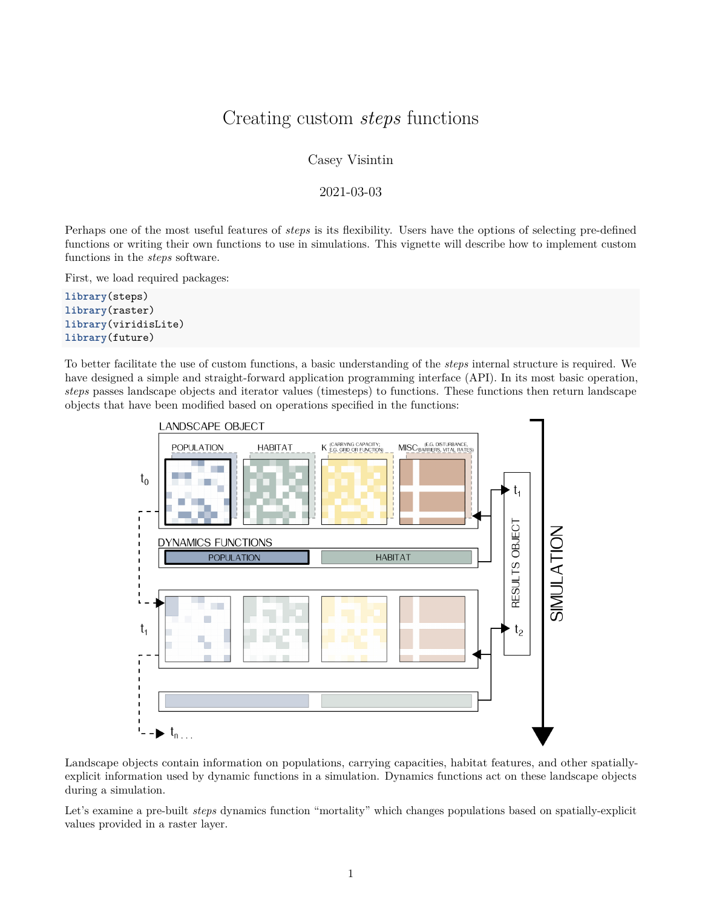# Creating custom *steps* functions

Casey Visintin

2021-03-03

Perhaps one of the most useful features of *steps* is its flexibility. Users have the options of selecting pre-defined functions or writing their own functions to use in simulations. This vignette will describe how to implement custom functions in the *steps* software.

First, we load required packages:

```
library(steps)
library(raster)
library(viridisLite)
library(future)
```

To better facilitate the use of custom functions, a basic understanding of the *steps* internal structure is required. We have designed a simple and straight-forward application programming interface (API). In its most basic operation, *steps* passes landscape objects and iterator values (timesteps) to functions. These functions then return landscape objects that have been modified based on operations specified in the functions:

Landscape objects contain information on populations, carrying capacities, habitat features, and other spatially-explicit information used by dynamic functions in a simulation. Dynamics functions act on these landscape objects during a simulation.

Let's examine a pre-built *steps* dynamics function "mortality" which changes populations based on spatially-explicit values provided in a raster layer.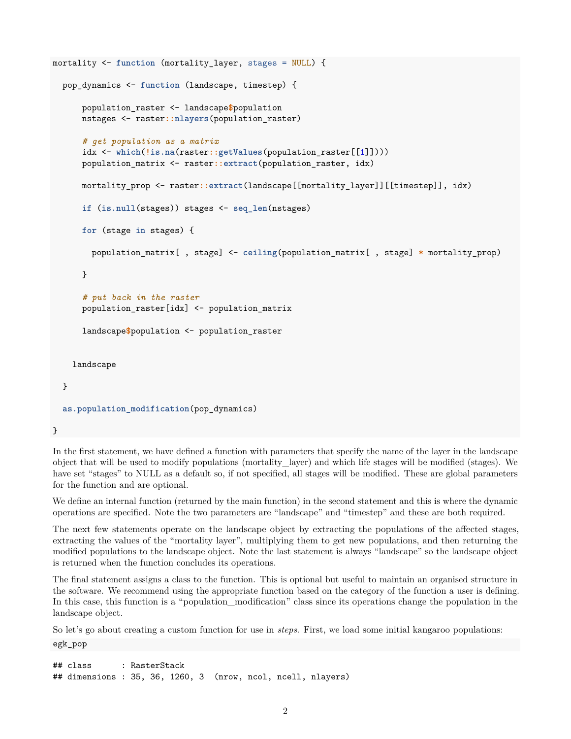```r
mortality <- function (mortality_layer, stages = NULL) {

  pop_dynamics <- function (landscape, timestep) {

      population_raster <- landscape$population
      nstages <- raster::nlayers(population_raster)

      # get population as a matrix
      idx <- which(!is.na(raster::getValues(population_raster[[1]])))
      population_matrix <- raster::extract(population_raster, idx)

      mortality_prop <- raster::extract(landscape[[mortality_layer]][[timestep]], idx)

      if (is.null(stages)) stages <- seq_len(nstages)

      for (stage in stages) {

        population_matrix[ , stage] <- ceiling(population_matrix[ , stage] * mortality_prop)

      }

      # put back in the raster
      population_raster[idx] <- population_matrix

      landscape$population <- population_raster


    landscape

  }

  as.population_modification(pop_dynamics)

}
```

In the first statement, we have defined a function with parameters that specify the name of the layer in the landscape object that will be used to modify populations (mortality_layer) and which life stages will be modified (stages). We have set "stages" to NULL as a default so, if not specified, all stages will be modified. These are global parameters for the function and are optional.

We define an internal function (returned by the main function) in the second statement and this is where the dynamic operations are specified. Note the two parameters are "landscape" and "timestep" and these are both required.

The next few statements operate on the landscape object by extracting the populations of the affected stages, extracting the values of the "mortality layer", multiplying them to get new populations, and then returning the modified populations to the landscape object. Note the last statement is always "landscape" so the landscape object is returned when the function concludes its operations.

The final statement assigns a class to the function. This is optional but useful to maintain an organised structure in the software. We recommend using the appropriate function based on the category of the function a user is defining. In this case, this function is a "population_modification" class since its operations change the population in the landscape object.

So let's go about creating a custom function for use in *steps*. First, we load some initial kangaroo populations:

```r
egk_pop
```

```
## class      : RasterStack
## dimensions : 35, 36, 1260, 3  (nrow, ncol, ncell, nlayers)
```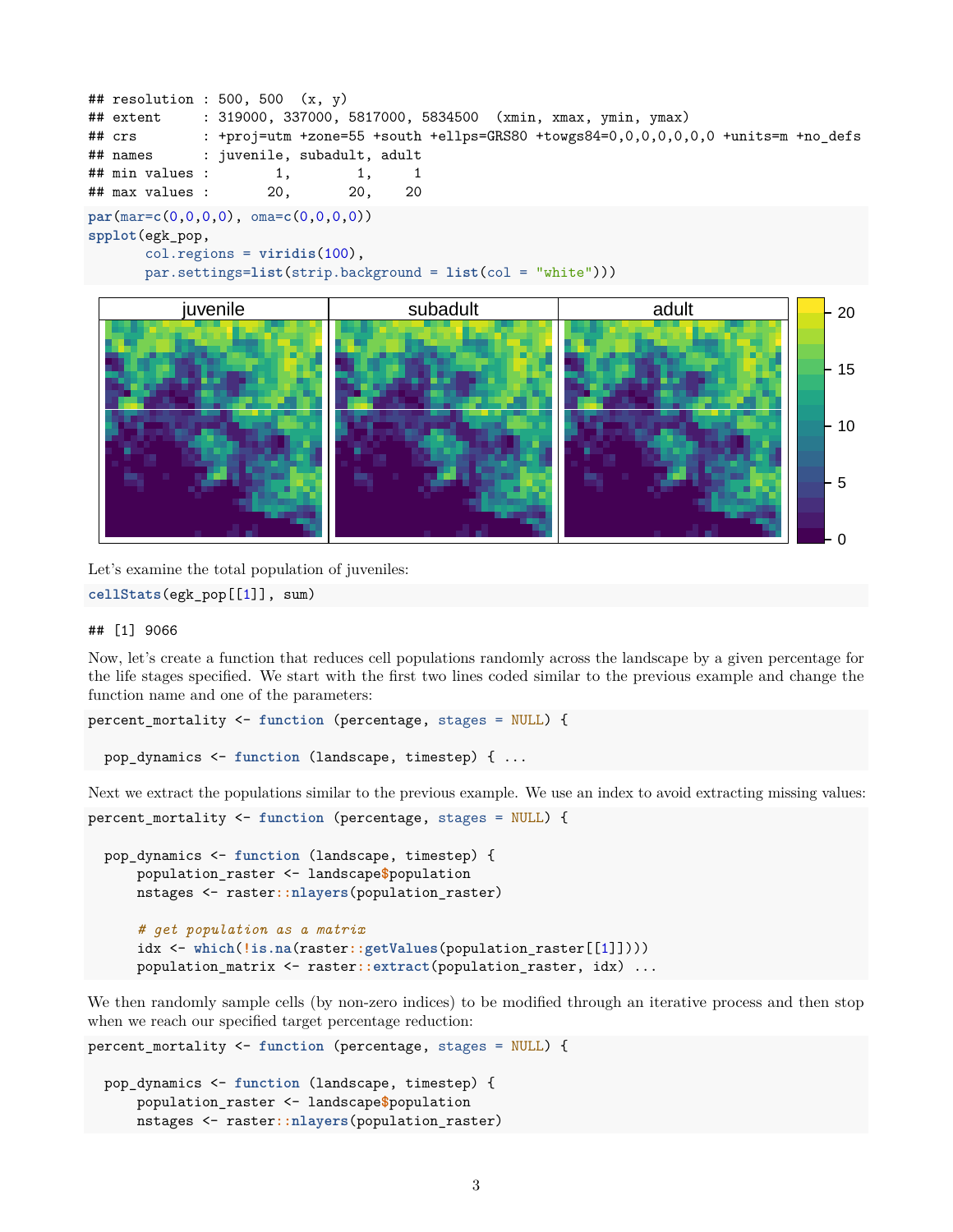```
## resolution : 500, 500  (x, y)
## extent     : 319000, 337000, 5817000, 5834500  (xmin, xmax, ymin, ymax)
## crs        : +proj=utm +zone=55 +south +ellps=GRS80 +towgs84=0,0,0,0,0,0,0 +units=m +no_defs
## names      : juvenile, subadult, adult
## min values :        1,        1,     1
## max values :       20,       20,    20
```

```
par(mar=c(0,0,0,0), oma=c(0,0,0,0))
spplot(egk_pop,
       col.regions = viridis(100),
       par.settings=list(strip.background = list(col = "white")))
```

Let's examine the total population of juveniles:

```
cellStats(egk_pop[[1]], sum)
```

```
## [1] 9066
```

Now, let's create a function that reduces cell populations randomly across the landscape by a given percentage for the life stages specified. We start with the first two lines coded similar to the previous example and change the function name and one of the parameters:

```
percent_mortality <- function (percentage, stages = NULL) {

  pop_dynamics <- function (landscape, timestep) { ...
```

Next we extract the populations similar to the previous example. We use an index to avoid extracting missing values:

```
percent_mortality <- function (percentage, stages = NULL) {

  pop_dynamics <- function (landscape, timestep) {
      population_raster <- landscape$population
      nstages <- raster::nlayers(population_raster)

      # get population as a matrix
      idx <- which(!is.na(raster::getValues(population_raster[[1]])))
      population_matrix <- raster::extract(population_raster, idx) ...
```

We then randomly sample cells (by non-zero indices) to be modified through an iterative process and then stop when we reach our specified target percentage reduction:

```
percent_mortality <- function (percentage, stages = NULL) {

  pop_dynamics <- function (landscape, timestep) {
      population_raster <- landscape$population
      nstages <- raster::nlayers(population_raster)
```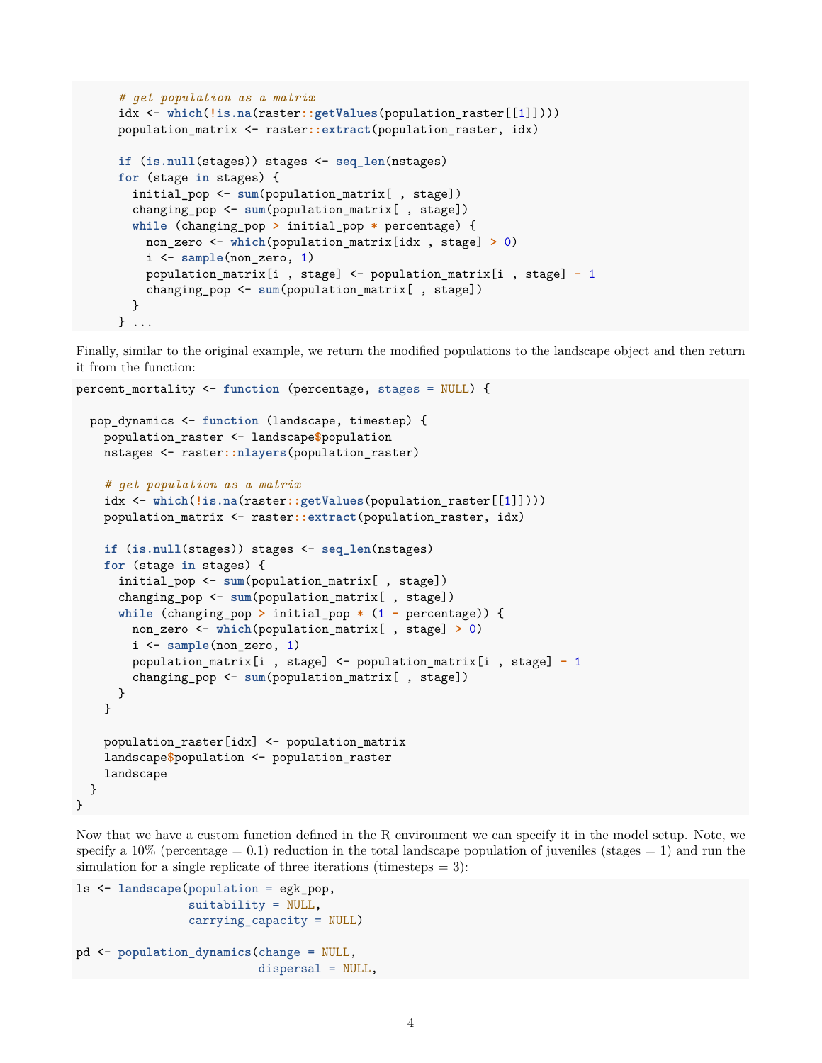```
    # get population as a matrix
    idx <- which(!is.na(raster::getValues(population_raster[[1]])))
    population_matrix <- raster::extract(population_raster, idx)

    if (is.null(stages)) stages <- seq_len(nstages)
    for (stage in stages) {
      initial_pop <- sum(population_matrix[ , stage])
      changing_pop <- sum(population_matrix[ , stage])
      while (changing_pop > initial_pop * percentage) {
        non_zero <- which(population_matrix[idx , stage] > 0)
        i <- sample(non_zero, 1)
        population_matrix[i , stage] <- population_matrix[i , stage] - 1
        changing_pop <- sum(population_matrix[ , stage])
      }
    } ...
```

Finally, similar to the original example, we return the modified populations to the landscape object and then return it from the function:

```
percent_mortality <- function (percentage, stages = NULL) {

  pop_dynamics <- function (landscape, timestep) {
    population_raster <- landscape$population
    nstages <- raster::nlayers(population_raster)

    # get population as a matrix
    idx <- which(!is.na(raster::getValues(population_raster[[1]])))
    population_matrix <- raster::extract(population_raster, idx)

    if (is.null(stages)) stages <- seq_len(nstages)
    for (stage in stages) {
      initial_pop <- sum(population_matrix[ , stage])
      changing_pop <- sum(population_matrix[ , stage])
      while (changing_pop > initial_pop * (1 - percentage)) {
        non_zero <- which(population_matrix[ , stage] > 0)
        i <- sample(non_zero, 1)
        population_matrix[i , stage] <- population_matrix[i , stage] - 1
        changing_pop <- sum(population_matrix[ , stage])
      }
    }

    population_raster[idx] <- population_matrix
    landscape$population <- population_raster
    landscape
  }
}
```

Now that we have a custom function defined in the R environment we can specify it in the model setup. Note, we specify a 10% (percentage = 0.1) reduction in the total landscape population of juveniles (stages = 1) and run the simulation for a single replicate of three iterations (timesteps = 3):

```
ls <- landscape(population = egk_pop,
                suitability = NULL,
                carrying_capacity = NULL)

pd <- population_dynamics(change = NULL,
                          dispersal = NULL,
```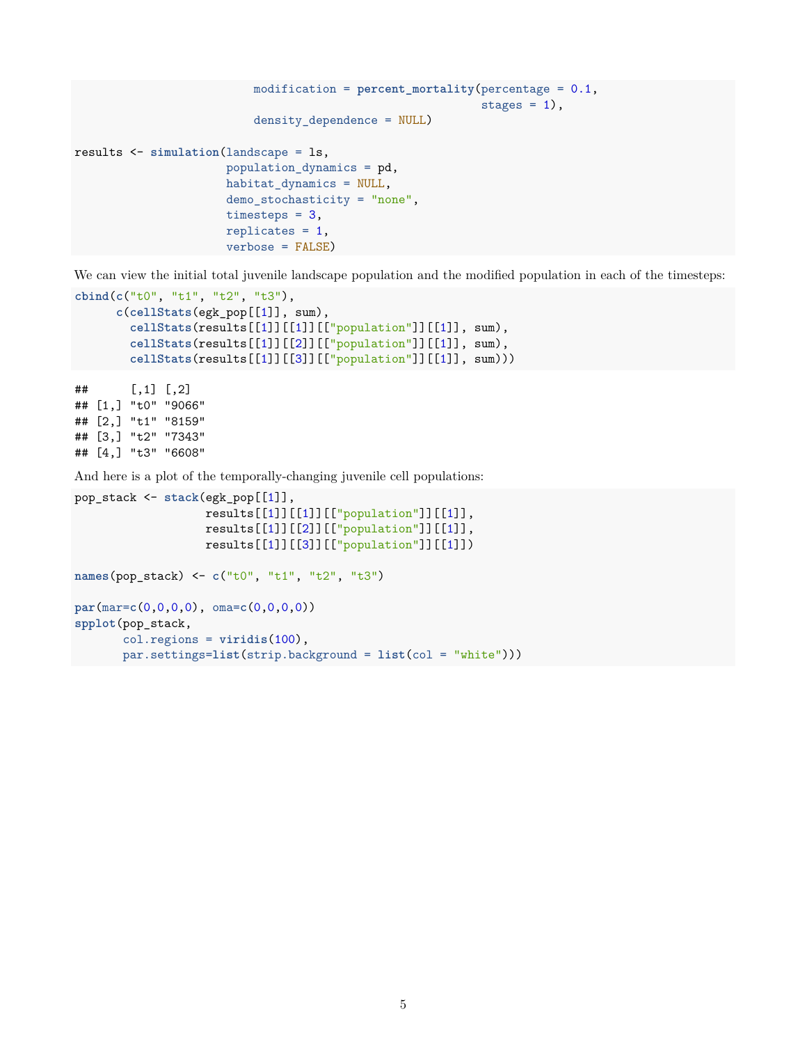```r
                          modification = percent_mortality(percentage = 0.1,
                                                           stages = 1),
                          density_dependence = NULL)

results <- simulation(landscape = ls,
                      population_dynamics = pd,
                      habitat_dynamics = NULL,
                      demo_stochasticity = "none",
                      timesteps = 3,
                      replicates = 1,
                      verbose = FALSE)
```

We can view the initial total juvenile landscape population and the modified population in each of the timesteps:

```r
cbind(c("t0", "t1", "t2", "t3"),
      c(cellStats(egk_pop[[1]], sum),
        cellStats(results[[1]][[1]][["population"]][[1]], sum),
        cellStats(results[[1]][[2]][["population"]][[1]], sum),
        cellStats(results[[1]][[3]][["population"]][[1]], sum)))
```

```
##      [,1] [,2]  
## [1,] "t0" "9066"
## [2,] "t1" "8159"
## [3,] "t2" "7343"
## [4,] "t3" "6608"
```

And here is a plot of the temporally-changing juvenile cell populations:

```r
pop_stack <- stack(egk_pop[[1]],
                   results[[1]][[1]][["population"]][[1]],
                   results[[1]][[2]][["population"]][[1]],
                   results[[1]][[3]][["population"]][[1]])

names(pop_stack) <- c("t0", "t1", "t2", "t3")

par(mar=c(0,0,0,0), oma=c(0,0,0,0))
spplot(pop_stack,
       col.regions = viridis(100),
       par.settings=list(strip.background = list(col = "white")))
```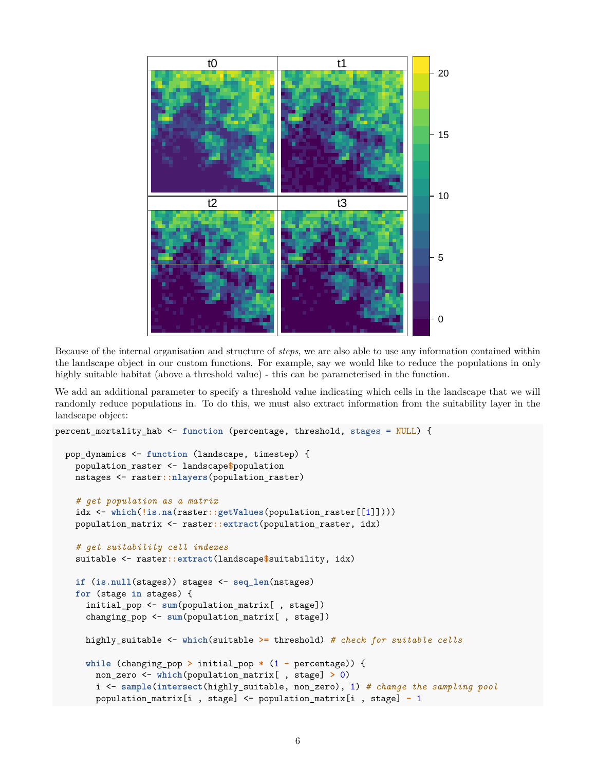Because of the internal organisation and structure of *steps*, we are also able to use any information contained within the landscape object in our custom functions. For example, say we would like to reduce the populations in only highly suitable habitat (above a threshold value) - this can be parameterised in the function.

We add an additional parameter to specify a threshold value indicating which cells in the landscape that we will randomly reduce populations in. To do this, we must also extract information from the suitability layer in the landscape object:

```
percent_mortality_hab <- function (percentage, threshold, stages = NULL) {

  pop_dynamics <- function (landscape, timestep) {
    population_raster <- landscape$population
    nstages <- raster::nlayers(population_raster)

    # get population as a matrix
    idx <- which(!is.na(raster::getValues(population_raster[[1]])))
    population_matrix <- raster::extract(population_raster, idx)

    # get suitability cell indexes
    suitable <- raster::extract(landscape$suitability, idx)

    if (is.null(stages)) stages <- seq_len(nstages)
    for (stage in stages) {
      initial_pop <- sum(population_matrix[ , stage])
      changing_pop <- sum(population_matrix[ , stage])

      highly_suitable <- which(suitable >= threshold) # check for suitable cells

      while (changing_pop > initial_pop * (1 - percentage)) {
        non_zero <- which(population_matrix[ , stage] > 0)
        i <- sample(intersect(highly_suitable, non_zero), 1) # change the sampling pool
        population_matrix[i , stage] <- population_matrix[i , stage] - 1
```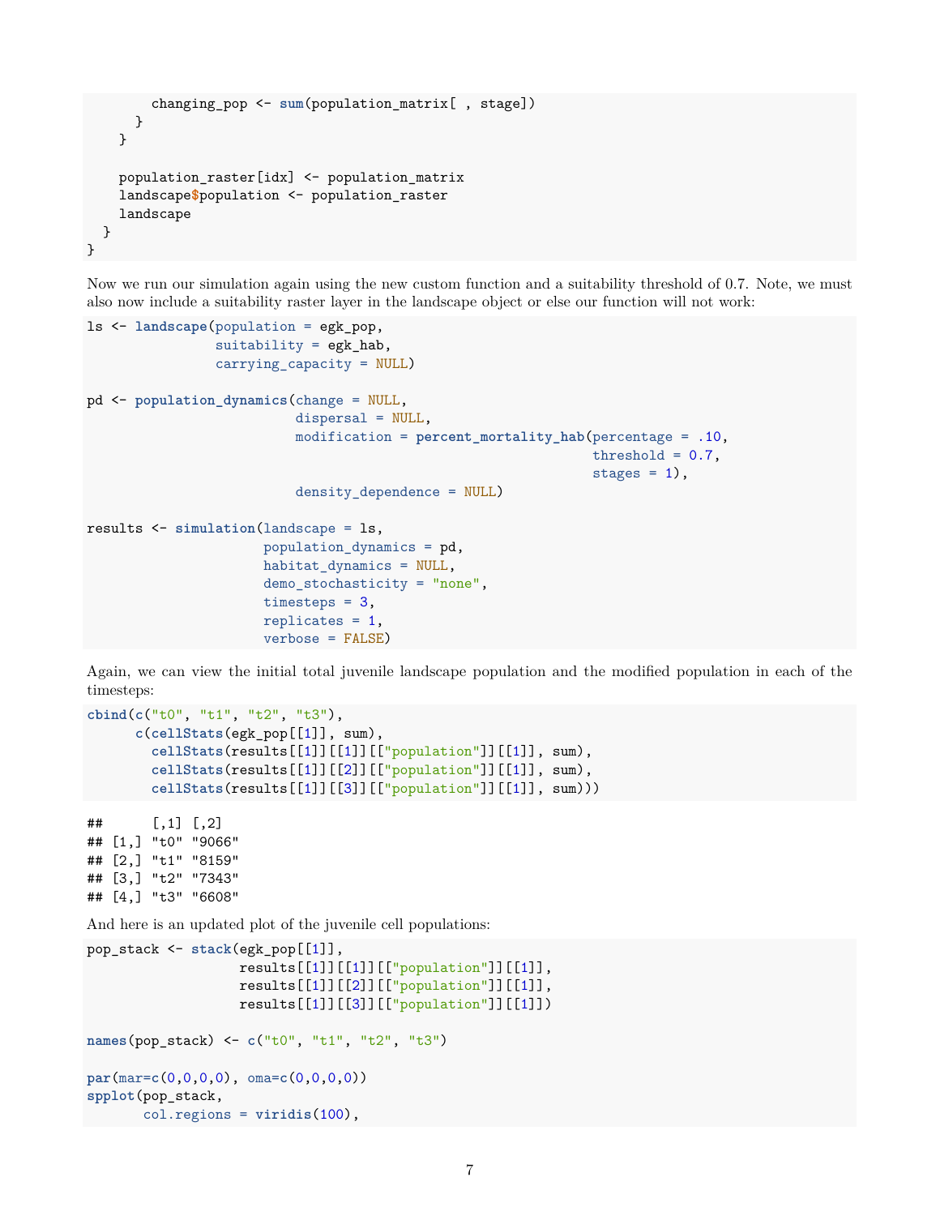```
        changing_pop <- sum(population_matrix[ , stage])
      }
    }

    population_raster[idx] <- population_matrix
    landscape$population <- population_raster
    landscape
  }
}
```

Now we run our simulation again using the new custom function and a suitability threshold of 0.7. Note, we must also now include a suitability raster layer in the landscape object or else our function will not work:

```
ls <- landscape(population = egk_pop,
                suitability = egk_hab,
                carrying_capacity = NULL)

pd <- population_dynamics(change = NULL,
                          dispersal = NULL,
                          modification = percent_mortality_hab(percentage = .10,
                                                               threshold = 0.7,
                                                               stages = 1),
                          density_dependence = NULL)

results <- simulation(landscape = ls,
                      population_dynamics = pd,
                      habitat_dynamics = NULL,
                      demo_stochasticity = "none",
                      timesteps = 3,
                      replicates = 1,
                      verbose = FALSE)
```

Again, we can view the initial total juvenile landscape population and the modified population in each of the timesteps:

```
cbind(c("t0", "t1", "t2", "t3"),
      c(cellStats(egk_pop[[1]], sum),
        cellStats(results[[1]][[1]][["population"]][[1]], sum),
        cellStats(results[[1]][[2]][["population"]][[1]], sum),
        cellStats(results[[1]][[3]][["population"]][[1]], sum)))
```

```
##      [,1] [,2]
## [1,] "t0" "9066"
## [2,] "t1" "8159"
## [3,] "t2" "7343"
## [4,] "t3" "6608"
```

And here is an updated plot of the juvenile cell populations:

```
pop_stack <- stack(egk_pop[[1]],
                   results[[1]][[1]][["population"]][[1]],
                   results[[1]][[2]][["population"]][[1]],
                   results[[1]][[3]][["population"]][[1]])

names(pop_stack) <- c("t0", "t1", "t2", "t3")

par(mar=c(0,0,0,0), oma=c(0,0,0,0))
spplot(pop_stack,
       col.regions = viridis(100),
```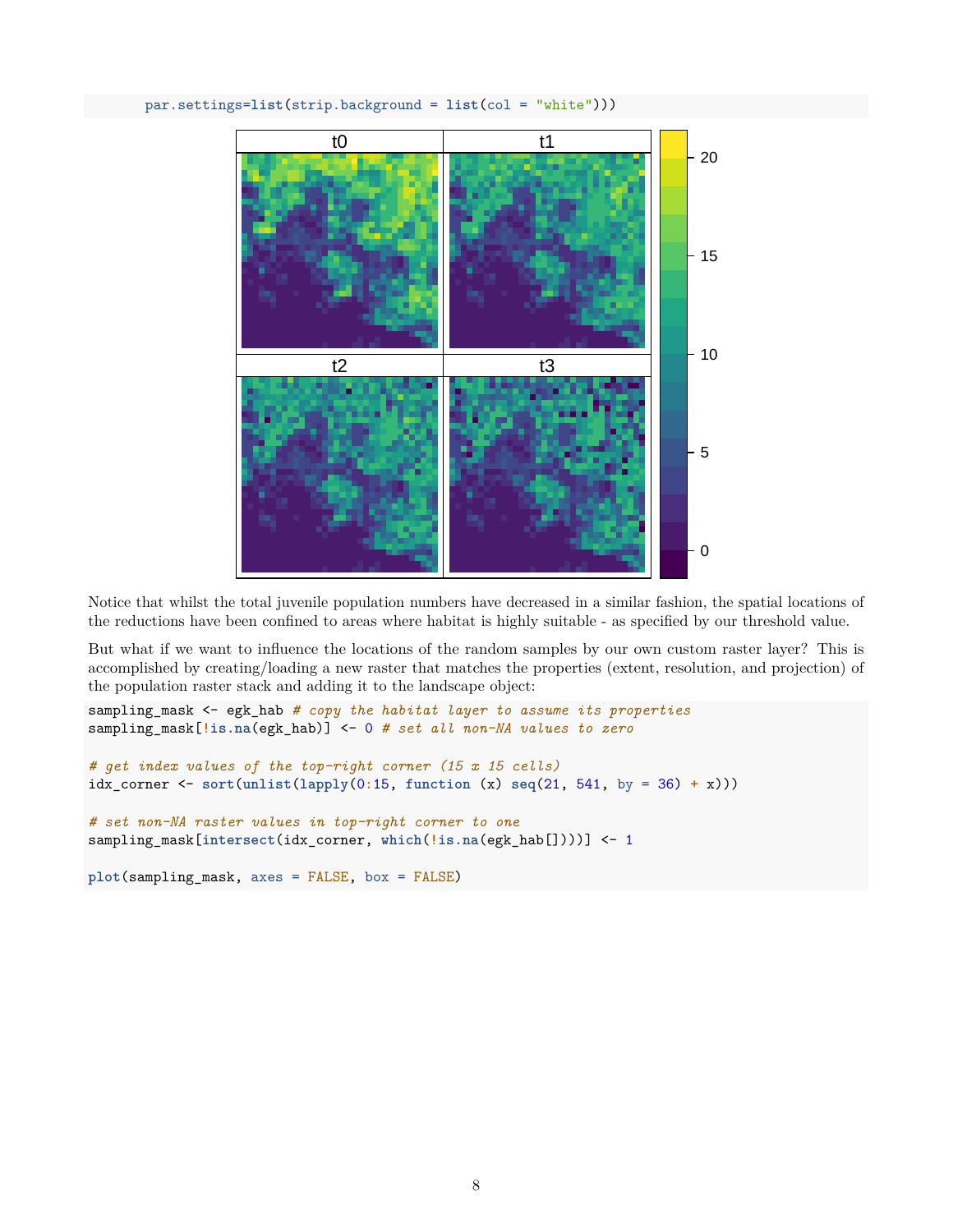```
    par.settings=list(strip.background = list(col = "white")))
```

Notice that whilst the total juvenile population numbers have decreased in a similar fashion, the spatial locations of the reductions have been confined to areas where habitat is highly suitable - as specified by our threshold value.

But what if we want to influence the locations of the random samples by our own custom raster layer? This is accomplished by creating/loading a new raster that matches the properties (extent, resolution, and projection) of the population raster stack and adding it to the landscape object:

```
sampling_mask <- egk_hab # copy the habitat layer to assume its properties
sampling_mask[!is.na(egk_hab)] <- 0 # set all non-NA values to zero

# get index values of the top-right corner (15 x 15 cells)
idx_corner <- sort(unlist(lapply(0:15, function (x) seq(21, 541, by = 36) + x)))

# set non-NA raster values in top-right corner to one
sampling_mask[intersect(idx_corner, which(!is.na(egk_hab[])))] <- 1

plot(sampling_mask, axes = FALSE, box = FALSE)
```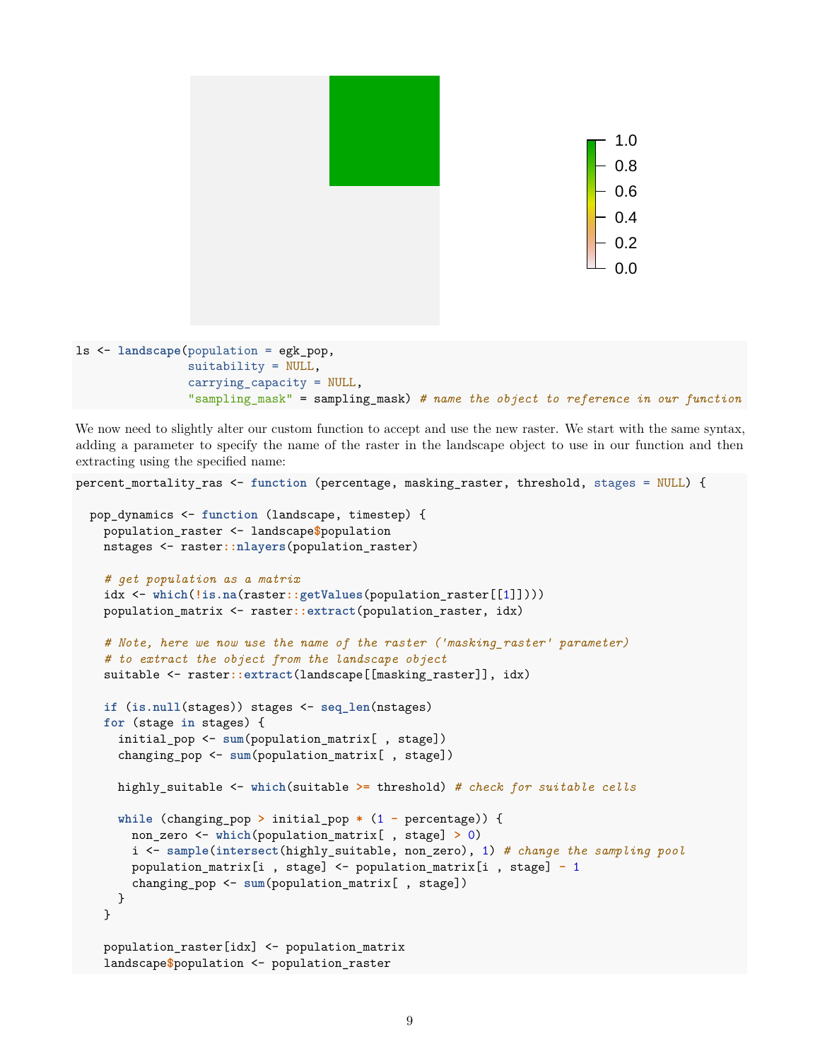```r
ls <- landscape(population = egk_pop,
                suitability = NULL,
                carrying_capacity = NULL,
                "sampling_mask" = sampling_mask) # name the object to reference in our function
```

We now need to slightly alter our custom function to accept and use the new raster. We start with the same syntax, adding a parameter to specify the name of the raster in the landscape object to use in our function and then extracting using the specified name:

```r
percent_mortality_ras <- function (percentage, masking_raster, threshold, stages = NULL) {

  pop_dynamics <- function (landscape, timestep) {
    population_raster <- landscape$population
    nstages <- raster::nlayers(population_raster)

    # get population as a matrix
    idx <- which(!is.na(raster::getValues(population_raster[[1]])))
    population_matrix <- raster::extract(population_raster, idx)

    # Note, here we now use the name of the raster ('masking_raster' parameter)
    # to extract the object from the landscape object
    suitable <- raster::extract(landscape[[masking_raster]], idx)

    if (is.null(stages)) stages <- seq_len(nstages)
    for (stage in stages) {
      initial_pop <- sum(population_matrix[ , stage])
      changing_pop <- sum(population_matrix[ , stage])

      highly_suitable <- which(suitable >= threshold) # check for suitable cells

      while (changing_pop > initial_pop * (1 - percentage)) {
        non_zero <- which(population_matrix[ , stage] > 0)
        i <- sample(intersect(highly_suitable, non_zero), 1) # change the sampling pool
        population_matrix[i , stage] <- population_matrix[i , stage] - 1
        changing_pop <- sum(population_matrix[ , stage])
      }
    }

    population_raster[idx] <- population_matrix
    landscape$population <- population_raster
```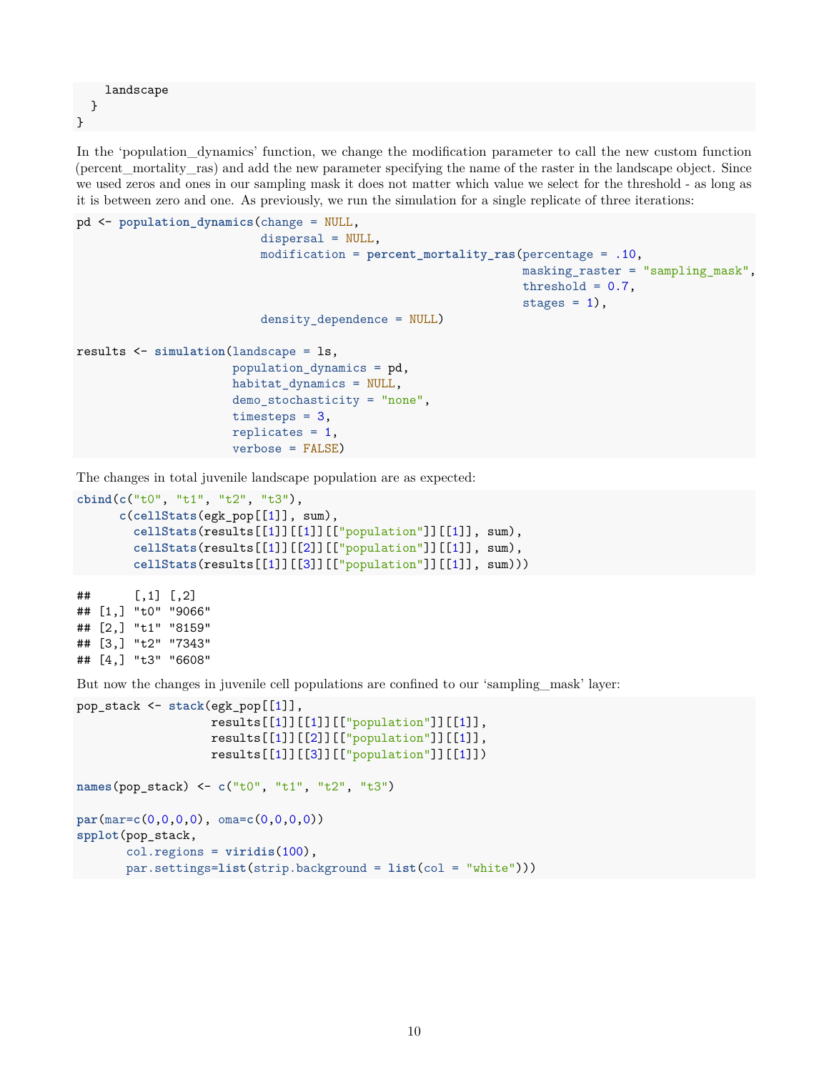```
    landscape
  }
}
```

In the 'population_dynamics' function, we change the modification parameter to call the new custom function (percent_mortality_ras) and add the new parameter specifying the name of the raster in the landscape object. Since we used zeros and ones in our sampling mask it does not matter which value we select for the threshold - as long as it is between zero and one. As previously, we run the simulation for a single replicate of three iterations:

```
pd <- population_dynamics(change = NULL,
                          dispersal = NULL,
                          modification = percent_mortality_ras(percentage = .10,
                                                               masking_raster = "sampling_mask",
                                                               threshold = 0.7,
                                                               stages = 1),
                          density_dependence = NULL)

results <- simulation(landscape = ls,
                      population_dynamics = pd,
                      habitat_dynamics = NULL,
                      demo_stochasticity = "none",
                      timesteps = 3,
                      replicates = 1,
                      verbose = FALSE)
```

The changes in total juvenile landscape population are as expected:

```
cbind(c("t0", "t1", "t2", "t3"),
      c(cellStats(egk_pop[[1]], sum),
        cellStats(results[[1]][[1]][["population"]][[1]], sum),
        cellStats(results[[1]][[2]][["population"]][[1]], sum),
        cellStats(results[[1]][[3]][["population"]][[1]], sum)))
```

```
##      [,1] [,2]
## [1,] "t0" "9066"
## [2,] "t1" "8159"
## [3,] "t2" "7343"
## [4,] "t3" "6608"
```

But now the changes in juvenile cell populations are confined to our 'sampling_mask' layer:

```
pop_stack <- stack(egk_pop[[1]],
                   results[[1]][[1]][["population"]][[1]],
                   results[[1]][[2]][["population"]][[1]],
                   results[[1]][[3]][["population"]][[1]])

names(pop_stack) <- c("t0", "t1", "t2", "t3")

par(mar=c(0,0,0,0), oma=c(0,0,0,0))
spplot(pop_stack,
       col.regions = viridis(100),
       par.settings=list(strip.background = list(col = "white")))
```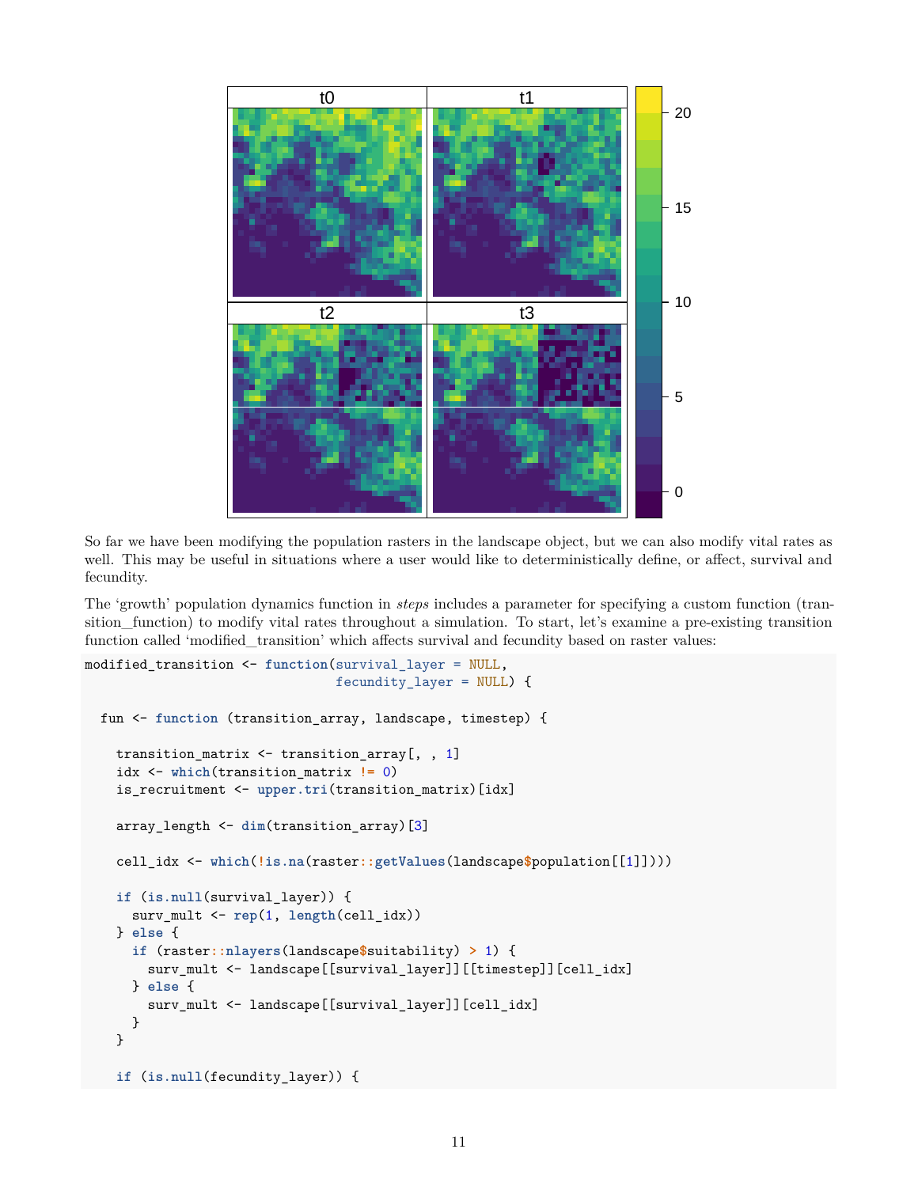So far we have been modifying the population rasters in the landscape object, but we can also modify vital rates as well. This may be useful in situations where a user would like to deterministically define, or affect, survival and fecundity.

The 'growth' population dynamics function in *steps* includes a parameter for specifying a custom function (transition_function) to modify vital rates throughout a simulation. To start, let's examine a pre-existing transition function called 'modified_transition' which affects survival and fecundity based on raster values:

```
modified_transition <- function(survival_layer = NULL,
                                fecundity_layer = NULL) {

  fun <- function (transition_array, landscape, timestep) {

    transition_matrix <- transition_array[, , 1]
    idx <- which(transition_matrix != 0)
    is_recruitment <- upper.tri(transition_matrix)[idx]

    array_length <- dim(transition_array)[3]

    cell_idx <- which(!is.na(raster::getValues(landscape$population[[1]])))

    if (is.null(survival_layer)) {
      surv_mult <- rep(1, length(cell_idx))
    } else {
      if (raster::nlayers(landscape$suitability) > 1) {
        surv_mult <- landscape[[survival_layer]][[timestep]][cell_idx]
      } else {
        surv_mult <- landscape[[survival_layer]][cell_idx]
      }
    }

    if (is.null(fecundity_layer)) {
```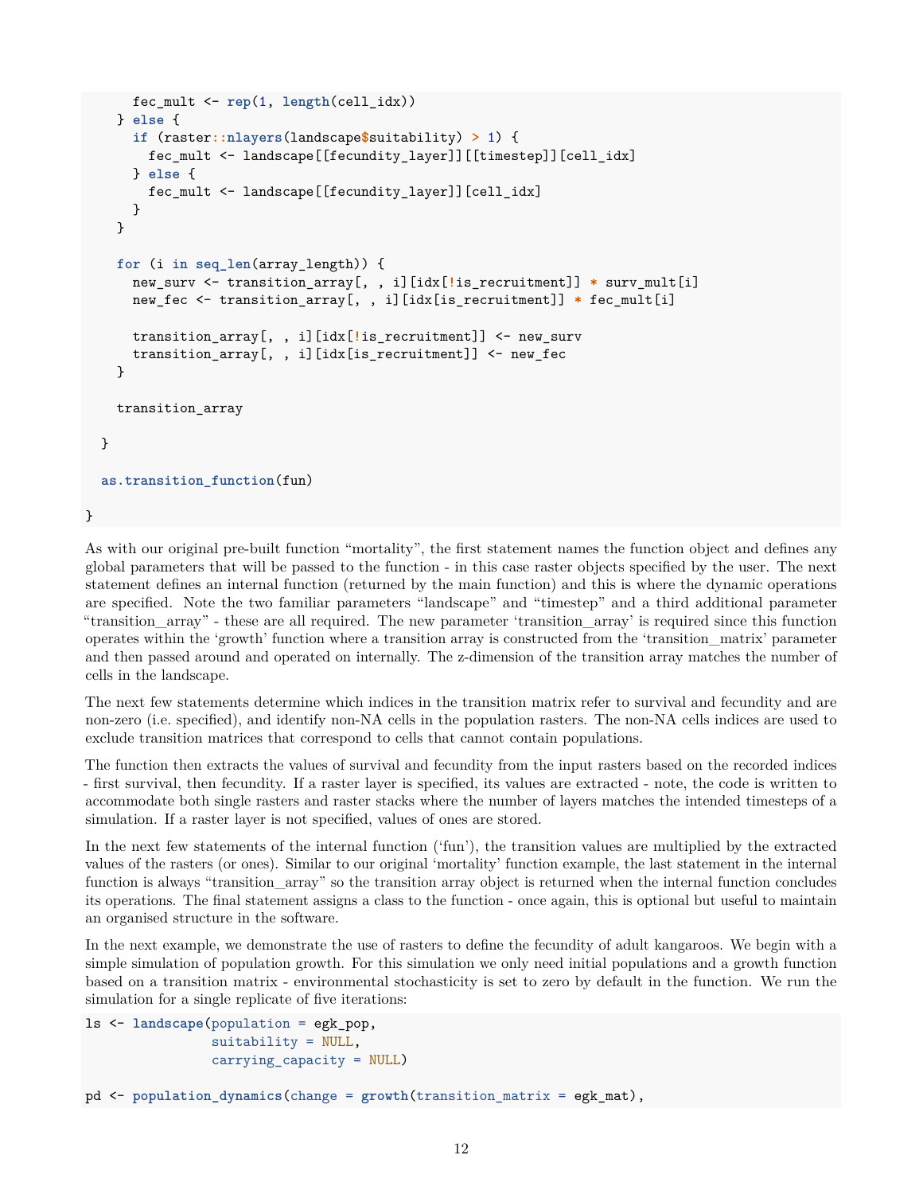```
      fec_mult <- rep(1, length(cell_idx))
    } else {
      if (raster::nlayers(landscape$suitability) > 1) {
        fec_mult <- landscape[[fecundity_layer]][[timestep]][cell_idx]
      } else {
        fec_mult <- landscape[[fecundity_layer]][cell_idx]
      }
    }

    for (i in seq_len(array_length)) {
      new_surv <- transition_array[, , i][idx[!is_recruitment]] * surv_mult[i]
      new_fec <- transition_array[, , i][idx[is_recruitment]] * fec_mult[i]

      transition_array[, , i][idx[!is_recruitment]] <- new_surv
      transition_array[, , i][idx[is_recruitment]] <- new_fec
    }

    transition_array

  }

  as.transition_function(fun)

}
```

As with our original pre-built function "mortality", the first statement names the function object and defines any global parameters that will be passed to the function - in this case raster objects specified by the user. The next statement defines an internal function (returned by the main function) and this is where the dynamic operations are specified. Note the two familiar parameters "landscape" and "timestep" and a third additional parameter "transition_array" - these are all required. The new parameter 'transition_array' is required since this function operates within the 'growth' function where a transition array is constructed from the 'transition_matrix' parameter and then passed around and operated on internally. The z-dimension of the transition array matches the number of cells in the landscape.

The next few statements determine which indices in the transition matrix refer to survival and fecundity and are non-zero (i.e. specified), and identify non-NA cells in the population rasters. The non-NA cells indices are used to exclude transition matrices that correspond to cells that cannot contain populations.

The function then extracts the values of survival and fecundity from the input rasters based on the recorded indices - first survival, then fecundity. If a raster layer is specified, its values are extracted - note, the code is written to accommodate both single rasters and raster stacks where the number of layers matches the intended timesteps of a simulation. If a raster layer is not specified, values of ones are stored.

In the next few statements of the internal function ('fun'), the transition values are multiplied by the extracted values of the rasters (or ones). Similar to our original 'mortality' function example, the last statement in the internal function is always "transition_array" so the transition array object is returned when the internal function concludes its operations. The final statement assigns a class to the function - once again, this is optional but useful to maintain an organised structure in the software.

In the next example, we demonstrate the use of rasters to define the fecundity of adult kangaroos. We begin with a simple simulation of population growth. For this simulation we only need initial populations and a growth function based on a transition matrix - environmental stochasticity is set to zero by default in the function. We run the simulation for a single replicate of five iterations:

```
ls <- landscape(population = egk_pop,
                suitability = NULL,
                carrying_capacity = NULL)

pd <- population_dynamics(change = growth(transition_matrix = egk_mat),
```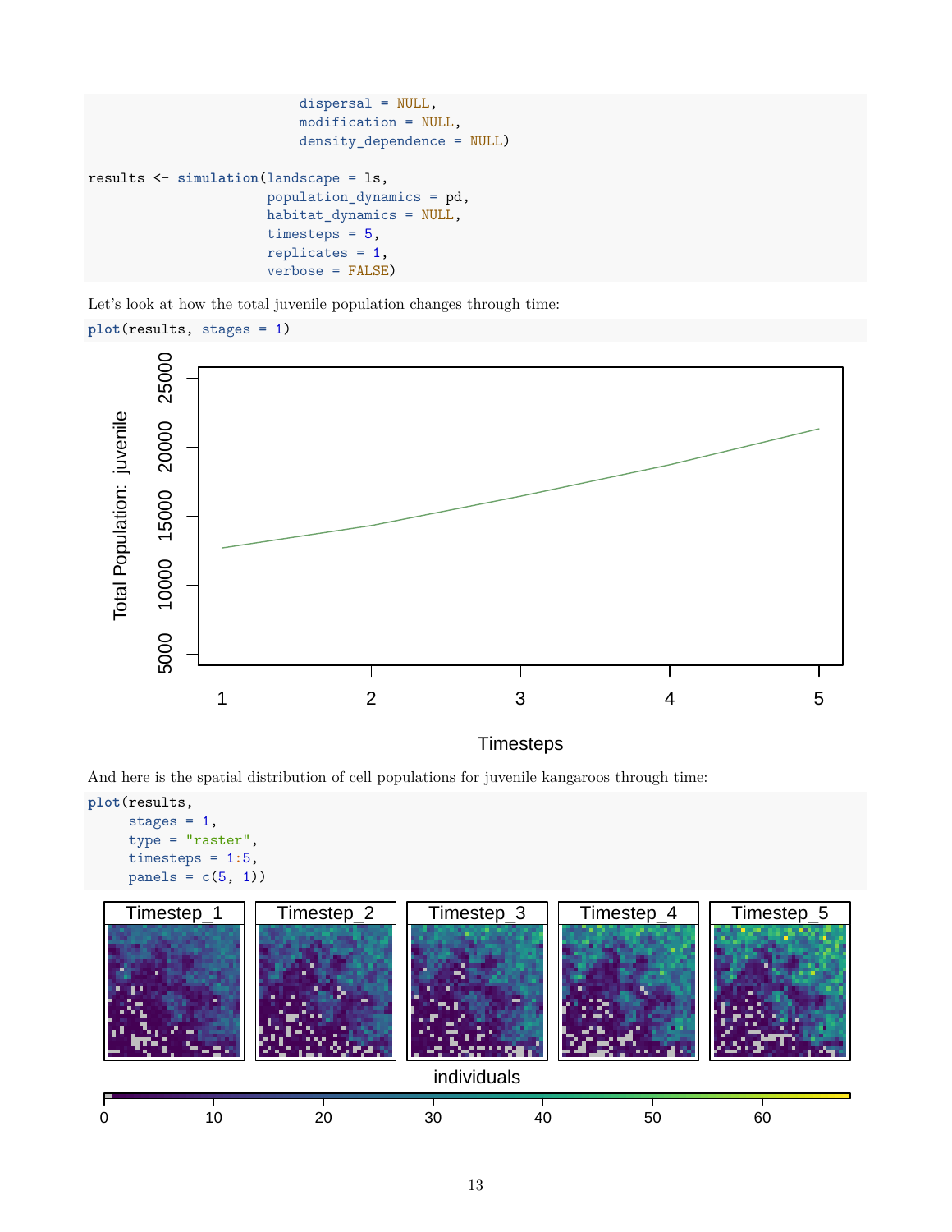```
                            dispersal = NULL,
                            modification = NULL,
                            density_dependence = NULL)

results <- simulation(landscape = ls,
                      population_dynamics = pd,
                      habitat_dynamics = NULL,
                      timesteps = 5,
                      replicates = 1,
                      verbose = FALSE)
```

Let's look at how the total juvenile population changes through time:

```
plot(results, stages = 1)
```

And here is the spatial distribution of cell populations for juvenile kangaroos through time:

```
plot(results,
     stages = 1,
     type = "raster",
     timesteps = 1:5,
     panels = c(5, 1))
```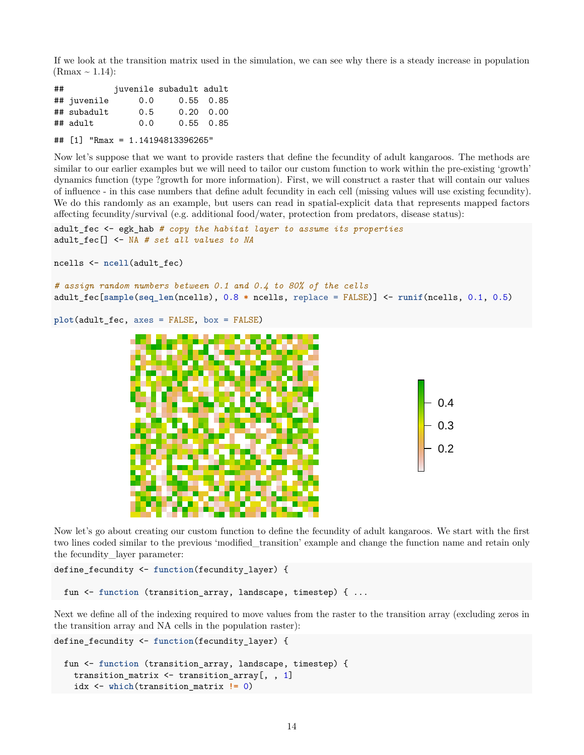If we look at the transition matrix used in the simulation, we can see why there is a steady increase in population (Rmax ~ 1.14):

```
##           juvenile subadult adult
## juvenile       0.0     0.55  0.85
## subadult       0.5     0.20  0.00
## adult          0.0     0.55  0.85
```

```
## [1] "Rmax = 1.14194813396265"
```

Now let's suppose that we want to provide rasters that define the fecundity of adult kangaroos. The methods are similar to our earlier examples but we will need to tailor our custom function to work within the pre-existing 'growth' dynamics function (type ?growth for more information). First, we will construct a raster that will contain our values of influence - in this case numbers that define adult fecundity in each cell (missing values will use existing fecundity). We do this randomly as an example, but users can read in spatial-explicit data that represents mapped factors affecting fecundity/survival (e.g. additional food/water, protection from predators, disease status):

```
adult_fec <- egk_hab # copy the habitat layer to assume its properties
adult_fec[] <- NA # set all values to NA

ncells <- ncell(adult_fec)

# assign random numbers between 0.1 and 0.4 to 80% of the cells
adult_fec[sample(seq_len(ncells), 0.8 * ncells, replace = FALSE)] <- runif(ncells, 0.1, 0.5)

plot(adult_fec, axes = FALSE, box = FALSE)
```

Now let's go about creating our custom function to define the fecundity of adult kangaroos. We start with the first two lines coded similar to the previous 'modified_transition' example and change the function name and retain only the fecundity_layer parameter:

```
define_fecundity <- function(fecundity_layer) {

  fun <- function (transition_array, landscape, timestep) { ...
```

Next we define all of the indexing required to move values from the raster to the transition array (excluding zeros in the transition array and NA cells in the population raster):

```
define_fecundity <- function(fecundity_layer) {

  fun <- function (transition_array, landscape, timestep) {
    transition_matrix <- transition_array[, , 1]
    idx <- which(transition_matrix != 0)
```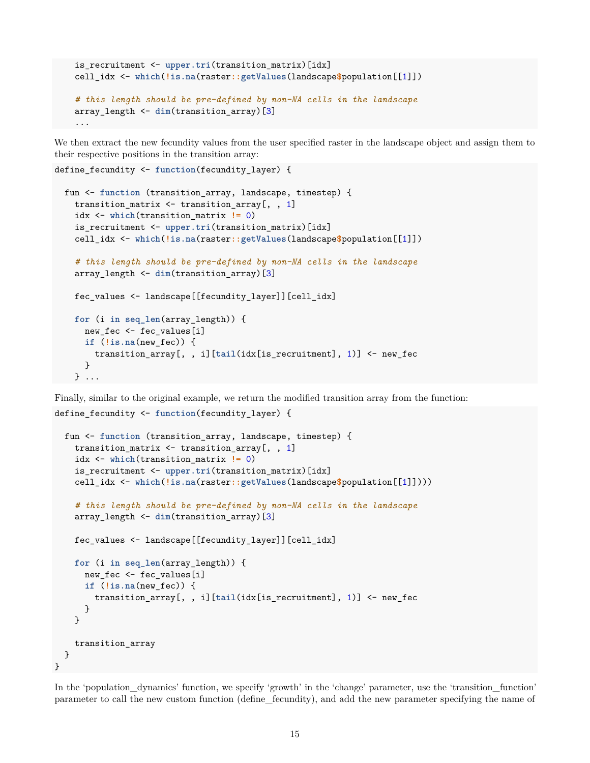```
    is_recruitment <- upper.tri(transition_matrix)[idx]
    cell_idx <- which(!is.na(raster::getValues(landscape$population[[1]])

    # this length should be pre-defined by non-NA cells in the landscape
    array_length <- dim(transition_array)[3]
    ...
```

We then extract the new fecundity values from the user specified raster in the landscape object and assign them to their respective positions in the transition array:

```
define_fecundity <- function(fecundity_layer) {

  fun <- function (transition_array, landscape, timestep) {
    transition_matrix <- transition_array[, , 1]
    idx <- which(transition_matrix != 0)
    is_recruitment <- upper.tri(transition_matrix)[idx]
    cell_idx <- which(!is.na(raster::getValues(landscape$population[[1]])

    # this length should be pre-defined by non-NA cells in the landscape
    array_length <- dim(transition_array)[3]

    fec_values <- landscape[[fecundity_layer]][cell_idx]

    for (i in seq_len(array_length)) {
      new_fec <- fec_values[i]
      if (!is.na(new_fec)) {
        transition_array[, , i][tail(idx[is_recruitment], 1)] <- new_fec
      }
    } ...
```

Finally, similar to the original example, we return the modified transition array from the function:

```
define_fecundity <- function(fecundity_layer) {

  fun <- function (transition_array, landscape, timestep) {
    transition_matrix <- transition_array[, , 1]
    idx <- which(transition_matrix != 0)
    is_recruitment <- upper.tri(transition_matrix)[idx]
    cell_idx <- which(!is.na(raster::getValues(landscape$population[[1]])))

    # this length should be pre-defined by non-NA cells in the landscape
    array_length <- dim(transition_array)[3]

    fec_values <- landscape[[fecundity_layer]][cell_idx]

    for (i in seq_len(array_length)) {
      new_fec <- fec_values[i]
      if (!is.na(new_fec)) {
        transition_array[, , i][tail(idx[is_recruitment], 1)] <- new_fec
      }
    }

    transition_array
  }
}
```

In the 'population_dynamics' function, we specify 'growth' in the 'change' parameter, use the 'transition_function' parameter to call the new custom function (define_fecundity), and add the new parameter specifying the name of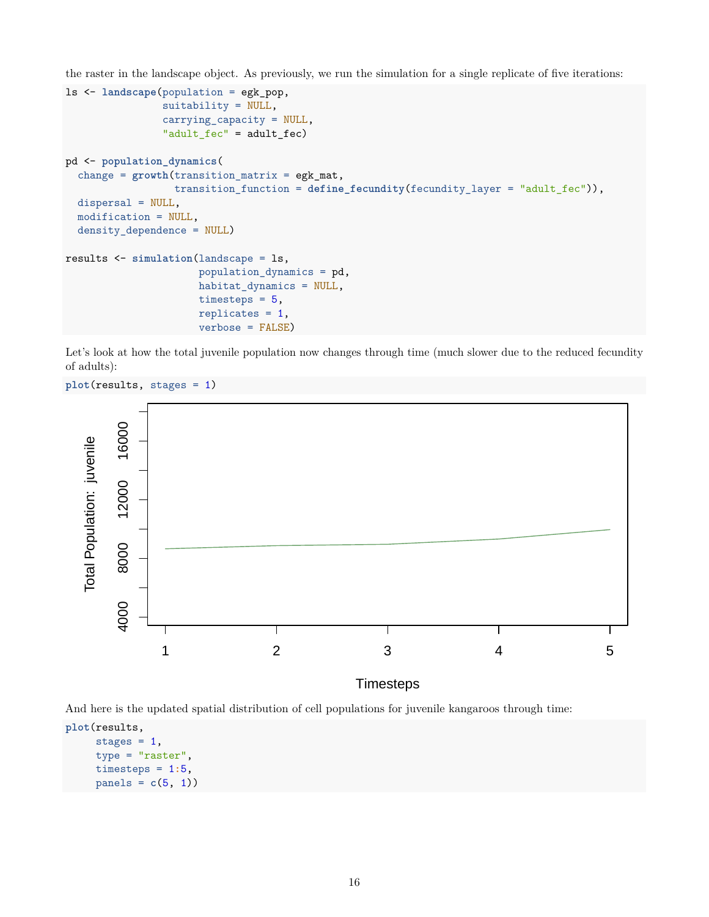the raster in the landscape object. As previously, we run the simulation for a single replicate of five iterations:

```
ls <- landscape(population = egk_pop,
                suitability = NULL,
                carrying_capacity = NULL,
                "adult_fec" = adult_fec)

pd <- population_dynamics(
  change = growth(transition_matrix = egk_mat,
                  transition_function = define_fecundity(fecundity_layer = "adult_fec")),
  dispersal = NULL,
  modification = NULL,
  density_dependence = NULL)

results <- simulation(landscape = ls,
                      population_dynamics = pd,
                      habitat_dynamics = NULL,
                      timesteps = 5,
                      replicates = 1,
                      verbose = FALSE)
```

Let's look at how the total juvenile population now changes through time (much slower due to the reduced fecundity of adults):

```
plot(results, stages = 1)
```

And here is the updated spatial distribution of cell populations for juvenile kangaroos through time:

```
plot(results,
     stages = 1,
     type = "raster",
     timesteps = 1:5,
     panels = c(5, 1))
```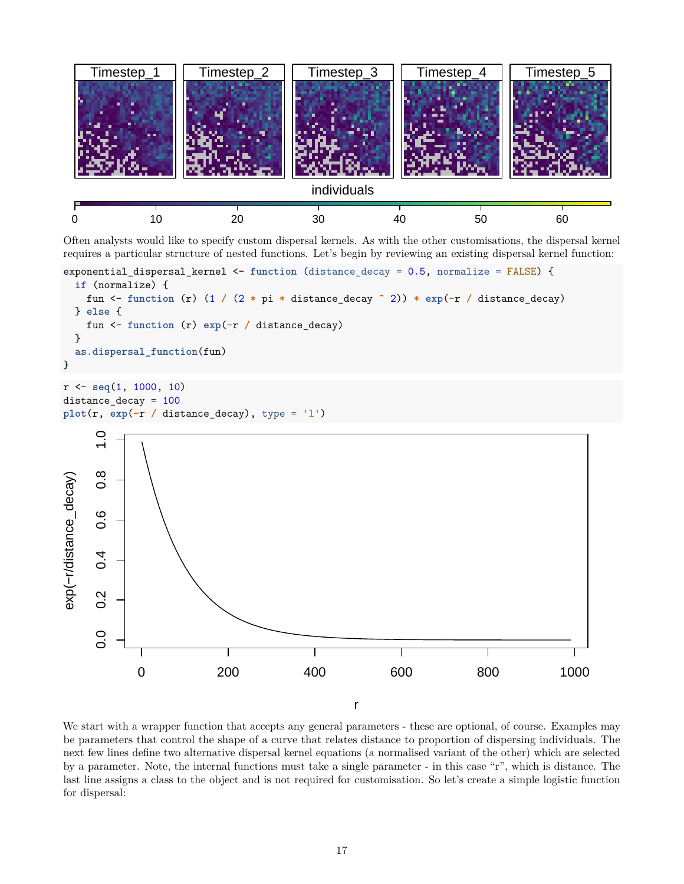Often analysts would like to specify custom dispersal kernels. As with the other customisations, the dispersal kernel requires a particular structure of nested functions. Let's begin by reviewing an existing dispersal kernel function:

```
exponential_dispersal_kernel <- function (distance_decay = 0.5, normalize = FALSE) {
  if (normalize) {
    fun <- function (r) (1 / (2 * pi * distance_decay ^ 2)) * exp(-r / distance_decay)
  } else {
    fun <- function (r) exp(-r / distance_decay)
  }
  as.dispersal_function(fun)
}
```

```
r <- seq(1, 1000, 10)
distance_decay = 100
plot(r, exp(-r / distance_decay), type = 'l')
```

We start with a wrapper function that accepts any general parameters - these are optional, of course. Examples may be parameters that control the shape of a curve that relates distance to proportion of dispersing individuals. The next few lines define two alternative dispersal kernel equations (a normalised variant of the other) which are selected by a parameter. Note, the internal functions must take a single parameter - in this case "r", which is distance. The last line assigns a class to the object and is not required for customisation. So let's create a simple logistic function for dispersal: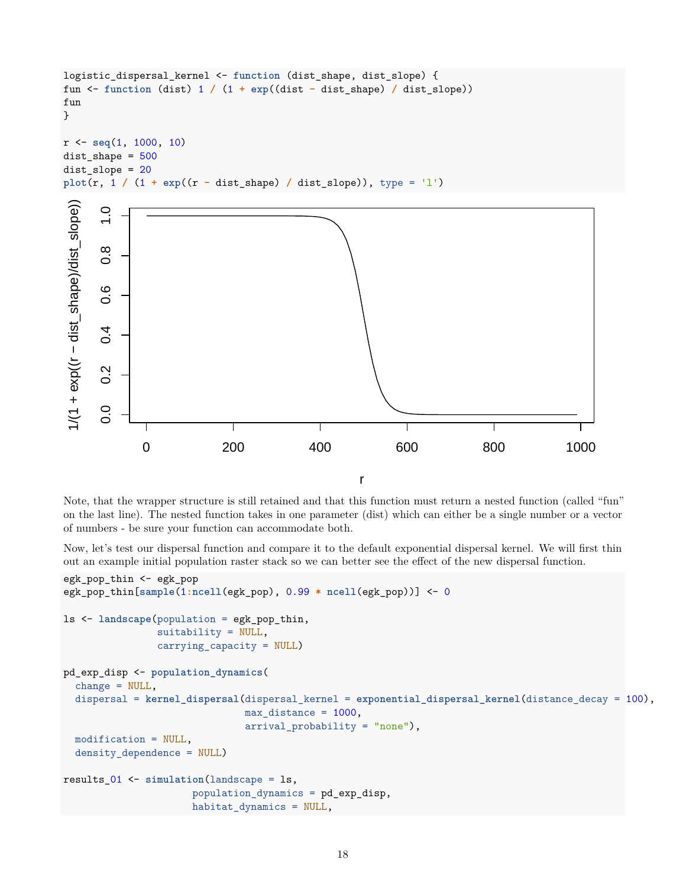```
logistic_dispersal_kernel <- function (dist_shape, dist_slope) {
fun <- function (dist) 1 / (1 + exp((dist - dist_shape) / dist_slope))
fun
}

r <- seq(1, 1000, 10)
dist_shape = 500
dist_slope = 20
plot(r, 1 / (1 + exp((r - dist_shape) / dist_slope)), type = 'l')
```

Note, that the wrapper structure is still retained and that this function must return a nested function (called "fun" on the last line). The nested function takes in one parameter (dist) which can either be a single number or a vector of numbers - be sure your function can accommodate both.

Now, let's test our dispersal function and compare it to the default exponential dispersal kernel. We will first thin out an example initial population raster stack so we can better see the effect of the new dispersal function.

```
egk_pop_thin <- egk_pop
egk_pop_thin[sample(1:ncell(egk_pop), 0.99 * ncell(egk_pop))] <- 0

ls <- landscape(population = egk_pop_thin,
                suitability = NULL,
                carrying_capacity = NULL)

pd_exp_disp <- population_dynamics(
  change = NULL,
  dispersal = kernel_dispersal(dispersal_kernel = exponential_dispersal_kernel(distance_decay = 100),
                               max_distance = 1000,
                               arrival_probability = "none"),
  modification = NULL,
  density_dependence = NULL)

results_01 <- simulation(landscape = ls,
                         population_dynamics = pd_exp_disp,
                         habitat_dynamics = NULL,
```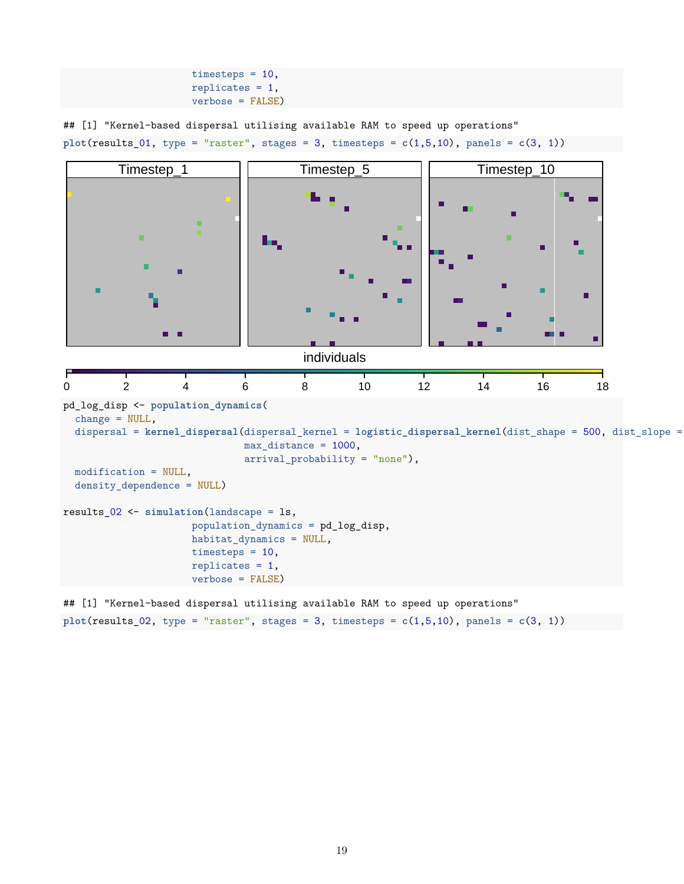```r
                      timesteps = 10,
                      replicates = 1,
                      verbose = FALSE)
```

```
## [1] "Kernel-based dispersal utilising available RAM to speed up operations"
```

```r
plot(results_01, type = "raster", stages = 3, timesteps = c(1,5,10), panels = c(3, 1))
```

```r
pd_log_disp <- population_dynamics(
  change = NULL,
  dispersal = kernel_dispersal(dispersal_kernel = logistic_dispersal_kernel(dist_shape = 500, dist_slope =
                               max_distance = 1000,
                               arrival_probability = "none"),
  modification = NULL,
  density_dependence = NULL)

results_02 <- simulation(landscape = ls,
                      population_dynamics = pd_log_disp,
                      habitat_dynamics = NULL,
                      timesteps = 10,
                      replicates = 1,
                      verbose = FALSE)
```

```
## [1] "Kernel-based dispersal utilising available RAM to speed up operations"
```

```r
plot(results_02, type = "raster", stages = 3, timesteps = c(1,5,10), panels = c(3, 1))
```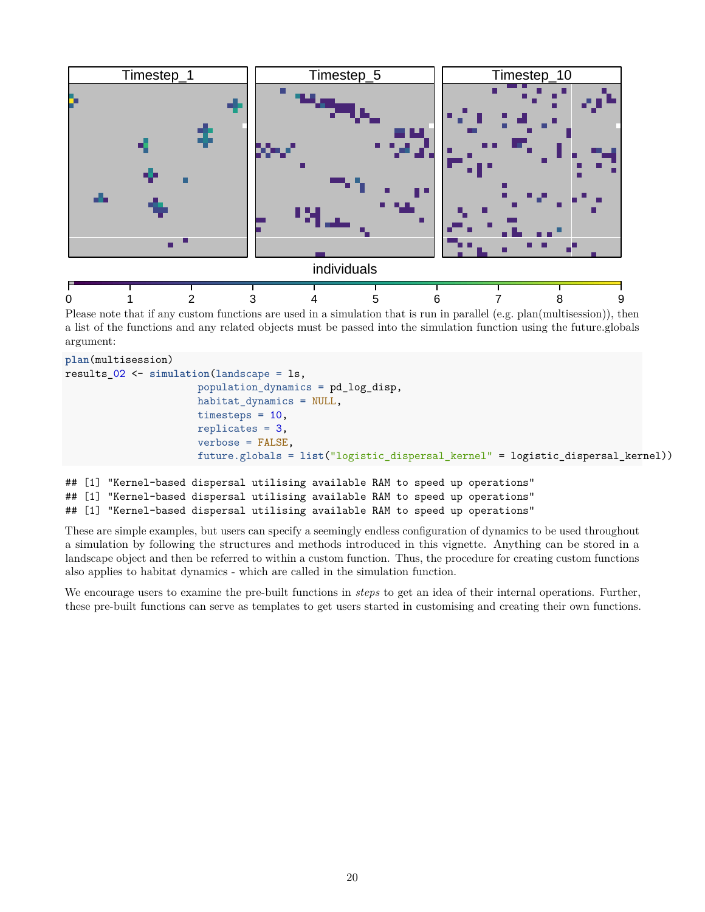Timestep_1
Timestep_5
Timestep_10

individuals

0 1 2 3 4 5 6 7 8 9

Please note that if any custom functions are used in a simulation that is run in parallel (e.g. plan(multisession)), then a list of the functions and any related objects must be passed into the simulation function using the future.globals argument:

```
plan(multisession)
results_02 <- simulation(landscape = ls,
                         population_dynamics = pd_log_disp,
                         habitat_dynamics = NULL,
                         timesteps = 10,
                         replicates = 3,
                         verbose = FALSE,
                         future.globals = list("logistic_dispersal_kernel" = logistic_dispersal_kernel))
```

```
## [1] "Kernel-based dispersal utilising available RAM to speed up operations"
## [1] "Kernel-based dispersal utilising available RAM to speed up operations"
## [1] "Kernel-based dispersal utilising available RAM to speed up operations"
```

These are simple examples, but users can specify a seemingly endless configuration of dynamics to be used throughout a simulation by following the structures and methods introduced in this vignette. Anything can be stored in a landscape object and then be referred to within a custom function. Thus, the procedure for creating custom functions also applies to habitat dynamics - which are called in the simulation function.

We encourage users to examine the pre-built functions in *steps* to get an idea of their internal operations. Further, these pre-built functions can serve as templates to get users started in customising and creating their own functions.